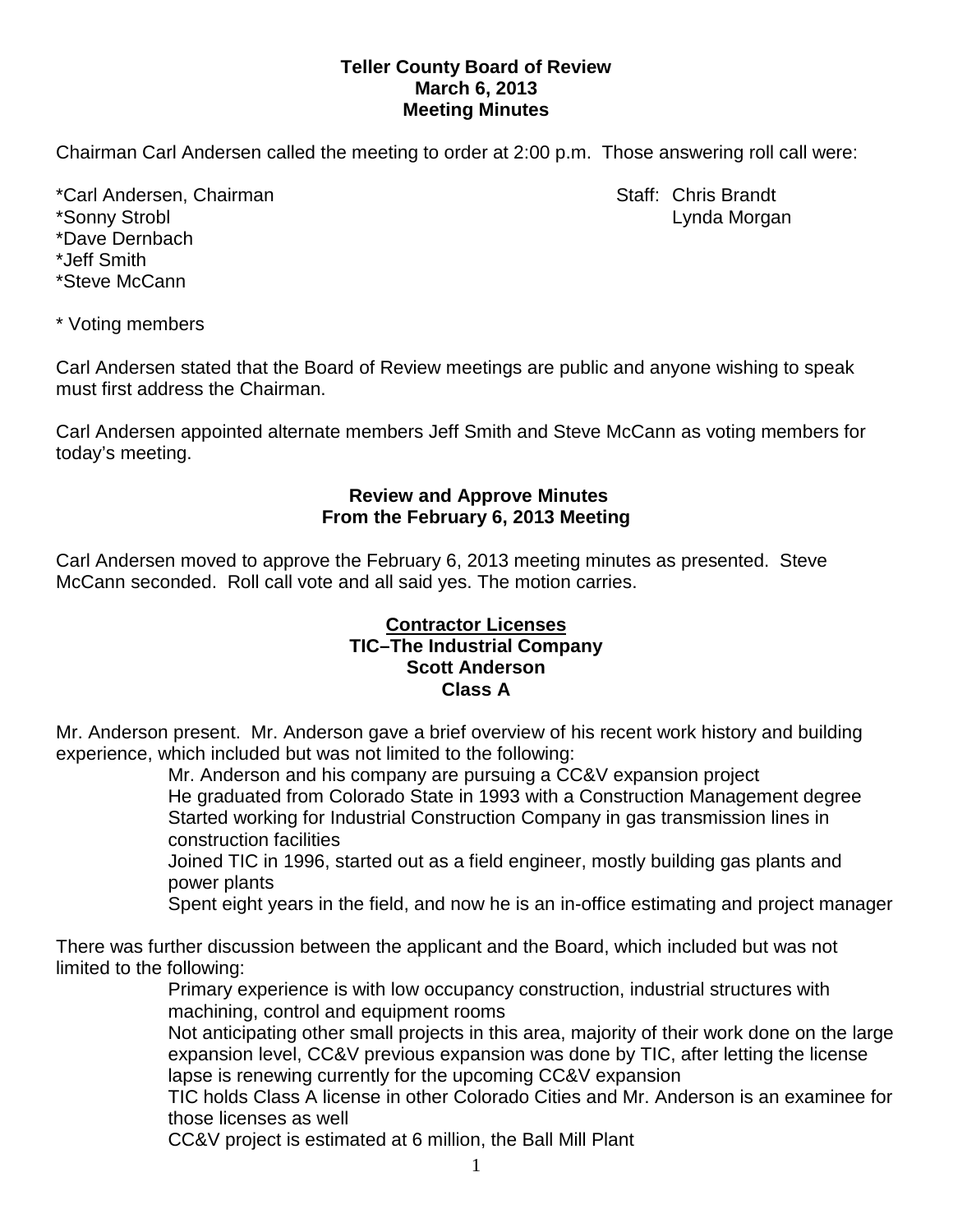**Teller County Board of Review**
**March 6, 2013**
**Meeting Minutes**

Chairman Carl Andersen called the meeting to order at 2:00 p.m. Those answering roll call were:

*Carl Andersen, Chairman
*Sonny Strobl
*Dave Dernbach
*Jeff Smith
*Steve McCann

Staff: Chris Brandt
Lynda Morgan

* Voting members

Carl Andersen stated that the Board of Review meetings are public and anyone wishing to speak must first address the Chairman.

Carl Andersen appointed alternate members Jeff Smith and Steve McCann as voting members for today's meeting.

## Review and Approve Minutes From the February 6, 2013 Meeting

Carl Andersen moved to approve the February 6, 2013 meeting minutes as presented. Steve McCann seconded. Roll call vote and all said yes. The motion carries.

## Contractor Licenses
**TIC–The Industrial Company**
**Scott Anderson**
**Class A**

Mr. Anderson present. Mr. Anderson gave a brief overview of his recent work history and building experience, which included but was not limited to the following:

- Mr. Anderson and his company are pursuing a CC&V expansion project
- He graduated from Colorado State in 1993 with a Construction Management degree
- Started working for Industrial Construction Company in gas transmission lines in construction facilities
- Joined TIC in 1996, started out as a field engineer, mostly building gas plants and power plants
- Spent eight years in the field, and now he is an in-office estimating and project manager

There was further discussion between the applicant and the Board, which included but was not limited to the following:

- Primary experience is with low occupancy construction, industrial structures with machining, control and equipment rooms
- Not anticipating other small projects in this area, majority of their work done on the large expansion level, CC&V previous expansion was done by TIC, after letting the license lapse is renewing currently for the upcoming CC&V expansion
- TIC holds Class A license in other Colorado Cities and Mr. Anderson is an examinee for those licenses as well
- CC&V project is estimated at 6 million, the Ball Mill Plant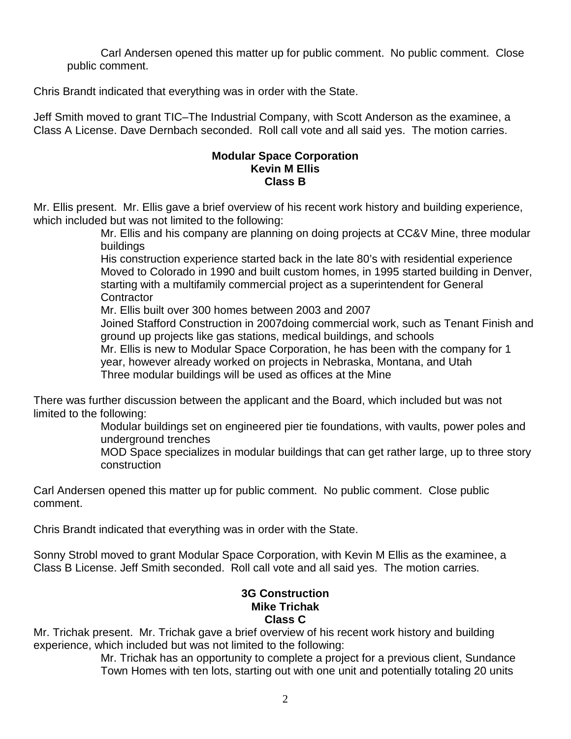Carl Andersen opened this matter up for public comment. No public comment. Close public comment.

Chris Brandt indicated that everything was in order with the State.

Jeff Smith moved to grant TIC–The Industrial Company, with Scott Anderson as the examinee, a Class A License. Dave Dernbach seconded. Roll call vote and all said yes. The motion carries.

**Modular Space Corporation**
**Kevin M Ellis**
**Class B**

Mr. Ellis present. Mr. Ellis gave a brief overview of his recent work history and building experience, which included but was not limited to the following:

- Mr. Ellis and his company are planning on doing projects at CC&V Mine, three modular buildings
- His construction experience started back in the late 80's with residential experience
- Moved to Colorado in 1990 and built custom homes, in 1995 started building in Denver, starting with a multifamily commercial project as a superintendent for General Contractor
- Mr. Ellis built over 300 homes between 2003 and 2007
- Joined Stafford Construction in 2007doing commercial work, such as Tenant Finish and ground up projects like gas stations, medical buildings, and schools
- Mr. Ellis is new to Modular Space Corporation, he has been with the company for 1 year, however already worked on projects in Nebraska, Montana, and Utah
- Three modular buildings will be used as offices at the Mine

There was further discussion between the applicant and the Board, which included but was not limited to the following:

- Modular buildings set on engineered pier tie foundations, with vaults, power poles and underground trenches
- MOD Space specializes in modular buildings that can get rather large, up to three story construction

Carl Andersen opened this matter up for public comment. No public comment. Close public comment.

Chris Brandt indicated that everything was in order with the State.

Sonny Strobl moved to grant Modular Space Corporation, with Kevin M Ellis as the examinee, a Class B License. Jeff Smith seconded. Roll call vote and all said yes. The motion carries.

**3G Construction**
**Mike Trichak**
**Class C**

Mr. Trichak present. Mr. Trichak gave a brief overview of his recent work history and building experience, which included but was not limited to the following:

- Mr. Trichak has an opportunity to complete a project for a previous client, Sundance Town Homes with ten lots, starting out with one unit and potentially totaling 20 units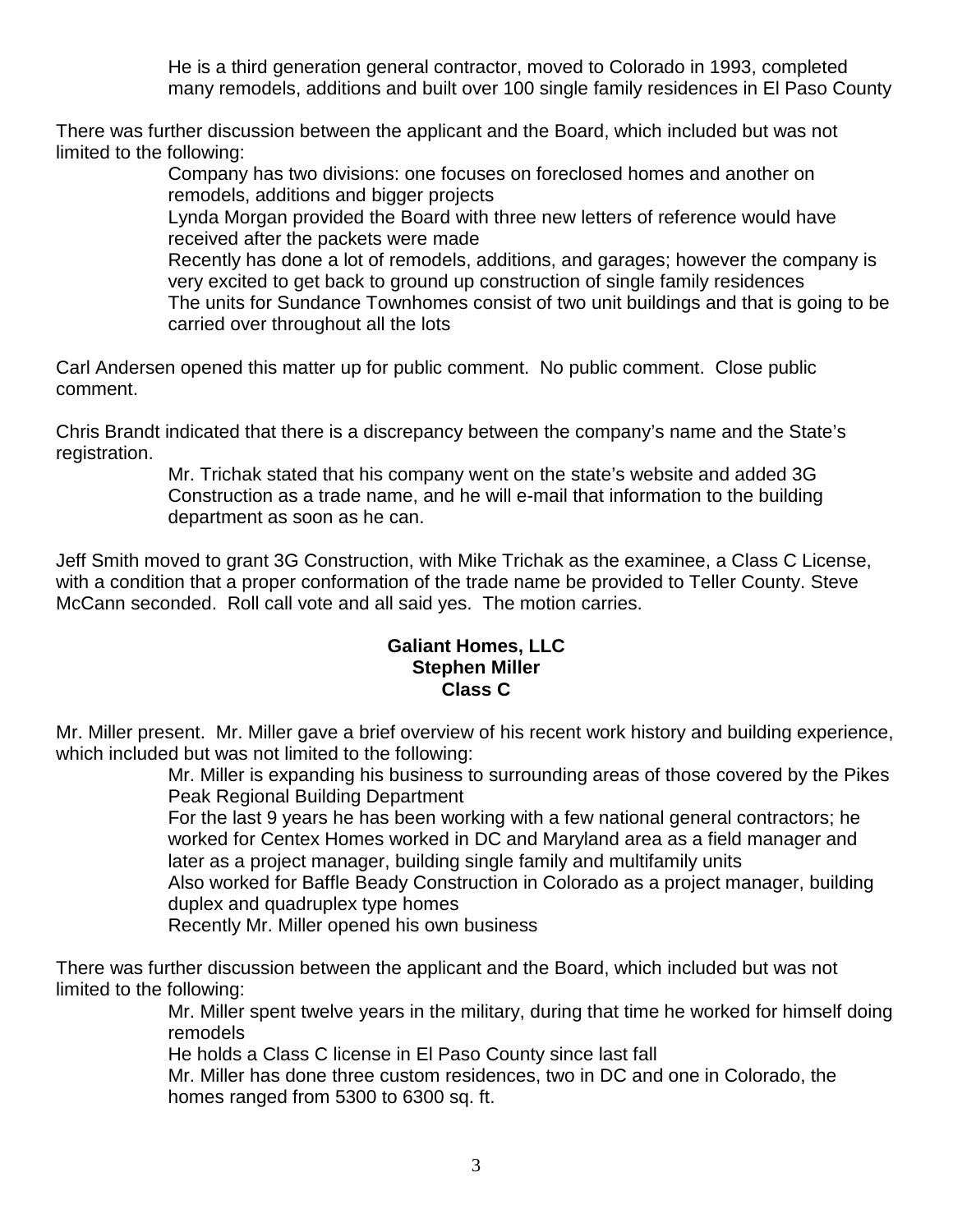He is a third generation general contractor, moved to Colorado in 1993, completed many remodels, additions and built over 100 single family residences in El Paso County

There was further discussion between the applicant and the Board, which included but was not limited to the following:

Company has two divisions: one focuses on foreclosed homes and another on remodels, additions and bigger projects

Lynda Morgan provided the Board with three new letters of reference would have received after the packets were made

Recently has done a lot of remodels, additions, and garages; however the company is very excited to get back to ground up construction of single family residences

The units for Sundance Townhomes consist of two unit buildings and that is going to be carried over throughout all the lots

Carl Andersen opened this matter up for public comment. No public comment. Close public comment.

Chris Brandt indicated that there is a discrepancy between the company's name and the State's registration.

Mr. Trichak stated that his company went on the state's website and added 3G Construction as a trade name, and he will e-mail that information to the building department as soon as he can.

Jeff Smith moved to grant 3G Construction, with Mike Trichak as the examinee, a Class C License, with a condition that a proper conformation of the trade name be provided to Teller County. Steve McCann seconded. Roll call vote and all said yes. The motion carries.

**Galiant Homes, LLC**
**Stephen Miller**
**Class C**

Mr. Miller present. Mr. Miller gave a brief overview of his recent work history and building experience, which included but was not limited to the following:

Mr. Miller is expanding his business to surrounding areas of those covered by the Pikes Peak Regional Building Department

For the last 9 years he has been working with a few national general contractors; he worked for Centex Homes worked in DC and Maryland area as a field manager and later as a project manager, building single family and multifamily units

Also worked for Baffle Beady Construction in Colorado as a project manager, building duplex and quadruplex type homes

Recently Mr. Miller opened his own business

There was further discussion between the applicant and the Board, which included but was not limited to the following:

Mr. Miller spent twelve years in the military, during that time he worked for himself doing remodels

He holds a Class C license in El Paso County since last fall

Mr. Miller has done three custom residences, two in DC and one in Colorado, the homes ranged from 5300 to 6300 sq. ft.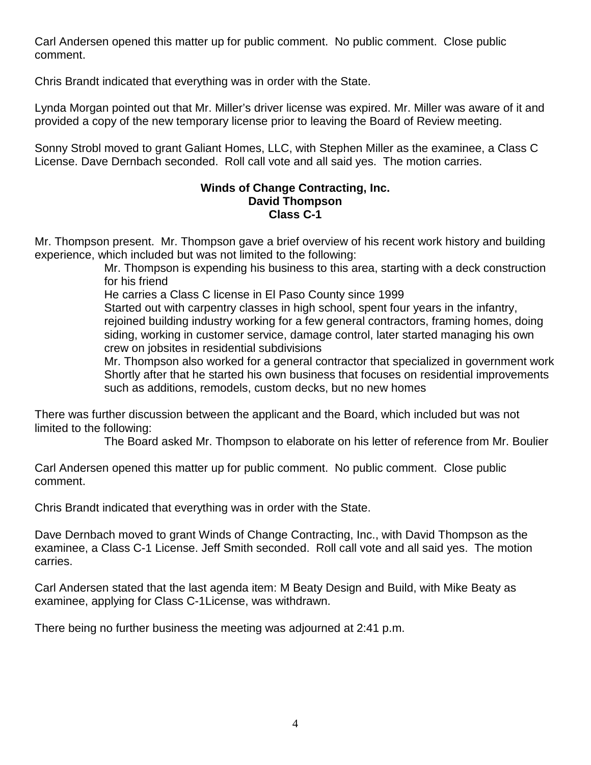Carl Andersen opened this matter up for public comment. No public comment. Close public comment.

Chris Brandt indicated that everything was in order with the State.

Lynda Morgan pointed out that Mr. Miller's driver license was expired. Mr. Miller was aware of it and provided a copy of the new temporary license prior to leaving the Board of Review meeting.

Sonny Strobl moved to grant Galiant Homes, LLC, with Stephen Miller as the examinee, a Class C License. Dave Dernbach seconded. Roll call vote and all said yes. The motion carries.

**Winds of Change Contracting, Inc.**
**David Thompson**
**Class C-1**

Mr. Thompson present. Mr. Thompson gave a brief overview of his recent work history and building experience, which included but was not limited to the following:

- Mr. Thompson is expending his business to this area, starting with a deck construction for his friend
- He carries a Class C license in El Paso County since 1999
- Started out with carpentry classes in high school, spent four years in the infantry, rejoined building industry working for a few general contractors, framing homes, doing siding, working in customer service, damage control, later started managing his own crew on jobsites in residential subdivisions
- Mr. Thompson also worked for a general contractor that specialized in government work
- Shortly after that he started his own business that focuses on residential improvements such as additions, remodels, custom decks, but no new homes

There was further discussion between the applicant and the Board, which included but was not limited to the following:

- The Board asked Mr. Thompson to elaborate on his letter of reference from Mr. Boulier

Carl Andersen opened this matter up for public comment. No public comment. Close public comment.

Chris Brandt indicated that everything was in order with the State.

Dave Dernbach moved to grant Winds of Change Contracting, Inc., with David Thompson as the examinee, a Class C-1 License. Jeff Smith seconded. Roll call vote and all said yes. The motion carries.

Carl Andersen stated that the last agenda item: M Beaty Design and Build, with Mike Beaty as examinee, applying for Class C-1License, was withdrawn.

There being no further business the meeting was adjourned at 2:41 p.m.